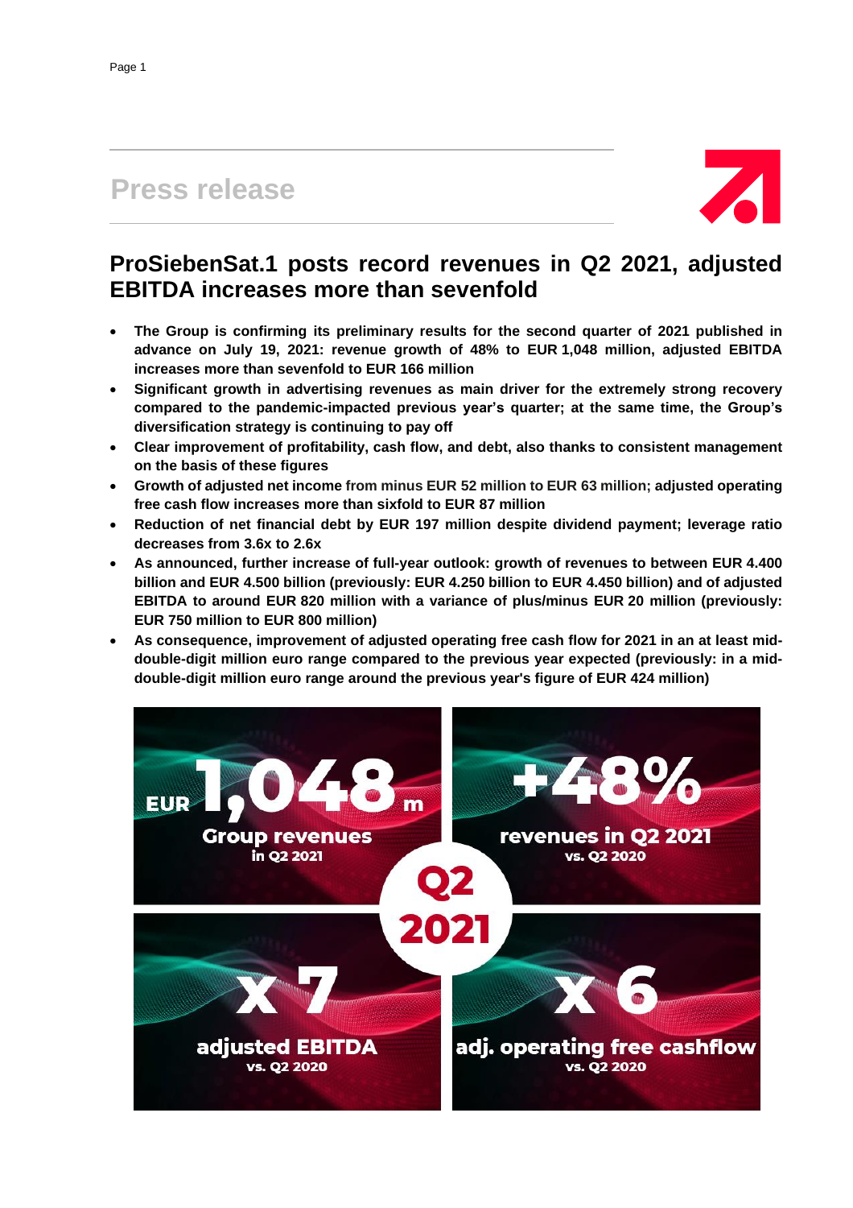# Press release

## ProSiebenSat.1 posts record revenues in Q2 2021, adjusted EBITDA increases more than sevenfold

- **The Group is confirming its preliminary results for the second quarter of 2021 published in advance on July 19, 2021: revenue growth of 48% to EUR 1,048 million, adjusted EBITDA increases more than sevenfold to EUR 166 million**
- **Significant growth in advertising revenues as main driver for the extremely strong recovery compared to the pandemic-impacted previous year's quarter; at the same time, the Group's diversification strategy is continuing to pay off**
- **Clear improvement of profitability, cash flow, and debt, also thanks to consistent management on the basis of these figures**
- **Growth of adjusted net income from minus EUR 52 million to EUR 63 million; adjusted operating free cash flow increases more than sixfold to EUR 87 million**
- **Reduction of net financial debt by EUR 197 million despite dividend payment; leverage ratio decreases from 3.6x to 2.6x**
- **As announced, further increase of full-year outlook: growth of revenues to between EUR 4.400 billion and EUR 4.500 billion (previously: EUR 4.250 billion to EUR 4.450 billion) and of adjusted EBITDA to around EUR 820 million with a variance of plus/minus EUR 20 million (previously: EUR 750 million to EUR 800 million)**
- **As consequence, improvement of adjusted operating free cash flow for 2021 in an at least mid-double-digit million euro range compared to the previous year expected (previously: in a mid-double-digit million euro range around the previous year's figure of EUR 424 million)**

EUR 1,048 m Group revenues in Q2 2021

+48% revenues in Q2 2021 vs. Q2 2020

Q2 2021

x 7 adjusted EBITDA vs. Q2 2020

x 6 adj. operating free cashflow vs. Q2 2020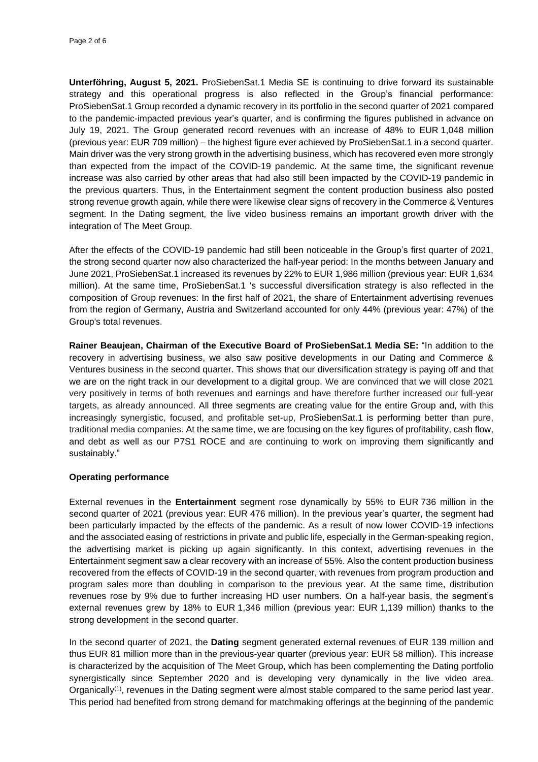**Unterföhring, August 5, 2021.** ProSiebenSat.1 Media SE is continuing to drive forward its sustainable strategy and this operational progress is also reflected in the Group's financial performance: ProSiebenSat.1 Group recorded a dynamic recovery in its portfolio in the second quarter of 2021 compared to the pandemic-impacted previous year's quarter, and is confirming the figures published in advance on July 19, 2021. The Group generated record revenues with an increase of 48% to EUR 1,048 million (previous year: EUR 709 million) – the highest figure ever achieved by ProSiebenSat.1 in a second quarter. Main driver was the very strong growth in the advertising business, which has recovered even more strongly than expected from the impact of the COVID-19 pandemic. At the same time, the significant revenue increase was also carried by other areas that had also still been impacted by the COVID-19 pandemic in the previous quarters. Thus, in the Entertainment segment the content production business also posted strong revenue growth again, while there were likewise clear signs of recovery in the Commerce & Ventures segment. In the Dating segment, the live video business remains an important growth driver with the integration of The Meet Group.

After the effects of the COVID-19 pandemic had still been noticeable in the Group's first quarter of 2021, the strong second quarter now also characterized the half-year period: In the months between January and June 2021, ProSiebenSat.1 increased its revenues by 22% to EUR 1,986 million (previous year: EUR 1,634 million). At the same time, ProSiebenSat.1 's successful diversification strategy is also reflected in the composition of Group revenues: In the first half of 2021, the share of Entertainment advertising revenues from the region of Germany, Austria and Switzerland accounted for only 44% (previous year: 47%) of the Group's total revenues.

**Rainer Beaujean, Chairman of the Executive Board of ProSiebenSat.1 Media SE:** "In addition to the recovery in advertising business, we also saw positive developments in our Dating and Commerce & Ventures business in the second quarter. This shows that our diversification strategy is paying off and that we are on the right track in our development to a digital group. We are convinced that we will close 2021 very positively in terms of both revenues and earnings and have therefore further increased our full-year targets, as already announced. All three segments are creating value for the entire Group and, with this increasingly synergistic, focused, and profitable set-up, ProSiebenSat.1 is performing better than pure, traditional media companies. At the same time, we are focusing on the key figures of profitability, cash flow, and debt as well as our P7S1 ROCE and are continuing to work on improving them significantly and sustainably."

**Operating performance**

External revenues in the **Entertainment** segment rose dynamically by 55% to EUR 736 million in the second quarter of 2021 (previous year: EUR 476 million). In the previous year's quarter, the segment had been particularly impacted by the effects of the pandemic. As a result of now lower COVID-19 infections and the associated easing of restrictions in private and public life, especially in the German-speaking region, the advertising market is picking up again significantly. In this context, advertising revenues in the Entertainment segment saw a clear recovery with an increase of 55%. Also the content production business recovered from the effects of COVID-19 in the second quarter, with revenues from program production and program sales more than doubling in comparison to the previous year. At the same time, distribution revenues rose by 9% due to further increasing HD user numbers. On a half-year basis, the segment's external revenues grew by 18% to EUR 1,346 million (previous year: EUR 1,139 million) thanks to the strong development in the second quarter.

In the second quarter of 2021, the **Dating** segment generated external revenues of EUR 139 million and thus EUR 81 million more than in the previous-year quarter (previous year: EUR 58 million). This increase is characterized by the acquisition of The Meet Group, which has been complementing the Dating portfolio synergistically since September 2020 and is developing very dynamically in the live video area. Organically[(1)], revenues in the Dating segment were almost stable compared to the same period last year. This period had benefited from strong demand for matchmaking offerings at the beginning of the pandemic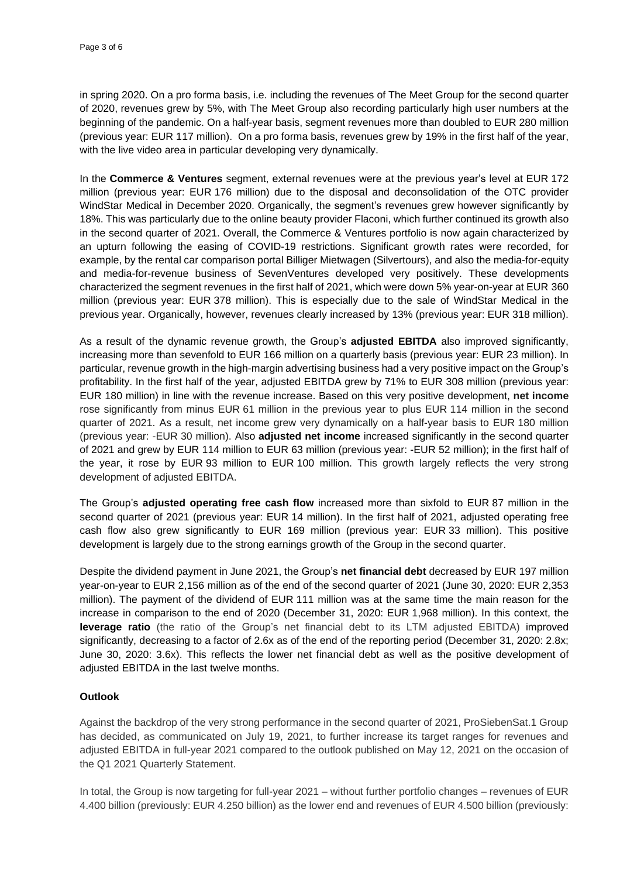in spring 2020. On a pro forma basis, i.e. including the revenues of The Meet Group for the second quarter of 2020, revenues grew by 5%, with The Meet Group also recording particularly high user numbers at the beginning of the pandemic. On a half-year basis, segment revenues more than doubled to EUR 280 million (previous year: EUR 117 million). On a pro forma basis, revenues grew by 19% in the first half of the year, with the live video area in particular developing very dynamically.

In the **Commerce & Ventures** segment, external revenues were at the previous year's level at EUR 172 million (previous year: EUR 176 million) due to the disposal and deconsolidation of the OTC provider WindStar Medical in December 2020. Organically, the segment's revenues grew however significantly by 18%. This was particularly due to the online beauty provider Flaconi, which further continued its growth also in the second quarter of 2021. Overall, the Commerce & Ventures portfolio is now again characterized by an upturn following the easing of COVID-19 restrictions. Significant growth rates were recorded, for example, by the rental car comparison portal Billiger Mietwagen (Silvertours), and also the media-for-equity and media-for-revenue business of SevenVentures developed very positively. These developments characterized the segment revenues in the first half of 2021, which were down 5% year-on-year at EUR 360 million (previous year: EUR 378 million). This is especially due to the sale of WindStar Medical in the previous year. Organically, however, revenues clearly increased by 13% (previous year: EUR 318 million).

As a result of the dynamic revenue growth, the Group's **adjusted EBITDA** also improved significantly, increasing more than sevenfold to EUR 166 million on a quarterly basis (previous year: EUR 23 million). In particular, revenue growth in the high-margin advertising business had a very positive impact on the Group's profitability. In the first half of the year, adjusted EBITDA grew by 71% to EUR 308 million (previous year: EUR 180 million) in line with the revenue increase. Based on this very positive development, **net income** rose significantly from minus EUR 61 million in the previous year to plus EUR 114 million in the second quarter of 2021. As a result, net income grew very dynamically on a half-year basis to EUR 180 million (previous year: -EUR 30 million). Also **adjusted net income** increased significantly in the second quarter of 2021 and grew by EUR 114 million to EUR 63 million (previous year: -EUR 52 million); in the first half of the year, it rose by EUR 93 million to EUR 100 million. This growth largely reflects the very strong development of adjusted EBITDA.

The Group's **adjusted operating free cash flow** increased more than sixfold to EUR 87 million in the second quarter of 2021 (previous year: EUR 14 million). In the first half of 2021, adjusted operating free cash flow also grew significantly to EUR 169 million (previous year: EUR 33 million). This positive development is largely due to the strong earnings growth of the Group in the second quarter.

Despite the dividend payment in June 2021, the Group's **net financial debt** decreased by EUR 197 million year-on-year to EUR 2,156 million as of the end of the second quarter of 2021 (June 30, 2020: EUR 2,353 million). The payment of the dividend of EUR 111 million was at the same time the main reason for the increase in comparison to the end of 2020 (December 31, 2020: EUR 1,968 million). In this context, the **leverage ratio** (the ratio of the Group's net financial debt to its LTM adjusted EBITDA) improved significantly, decreasing to a factor of 2.6x as of the end of the reporting period (December 31, 2020: 2.8x; June 30, 2020: 3.6x). This reflects the lower net financial debt as well as the positive development of adjusted EBITDA in the last twelve months.

**Outlook**

Against the backdrop of the very strong performance in the second quarter of 2021, ProSiebenSat.1 Group has decided, as communicated on July 19, 2021, to further increase its target ranges for revenues and adjusted EBITDA in full-year 2021 compared to the outlook published on May 12, 2021 on the occasion of the Q1 2021 Quarterly Statement.

In total, the Group is now targeting for full-year 2021 – without further portfolio changes – revenues of EUR 4.400 billion (previously: EUR 4.250 billion) as the lower end and revenues of EUR 4.500 billion (previously: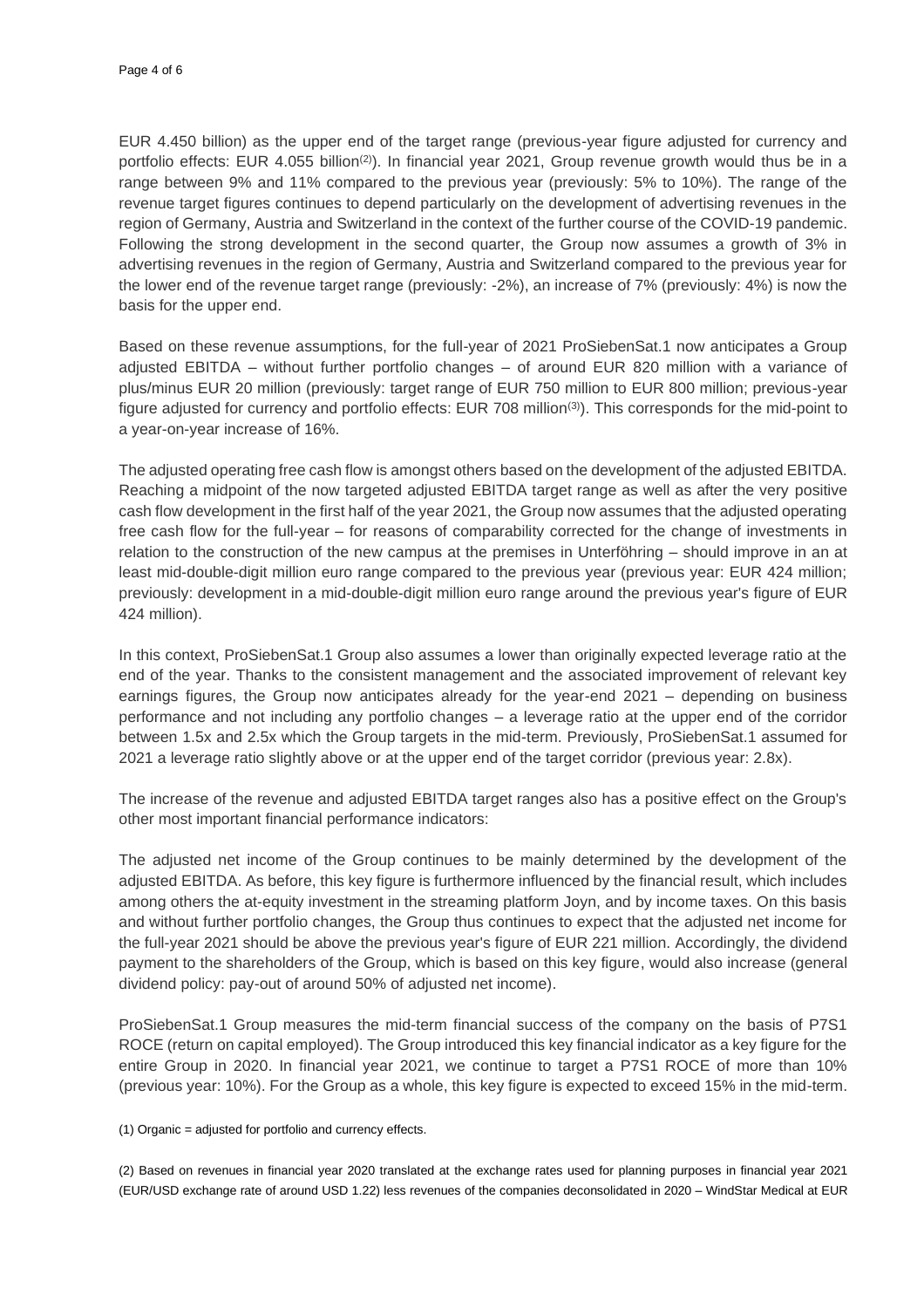EUR 4.450 billion) as the upper end of the target range (previous-year figure adjusted for currency and portfolio effects: EUR 4.055 billion[2]). In financial year 2021, Group revenue growth would thus be in a range between 9% and 11% compared to the previous year (previously: 5% to 10%). The range of the revenue target figures continues to depend particularly on the development of advertising revenues in the region of Germany, Austria and Switzerland in the context of the further course of the COVID-19 pandemic. Following the strong development in the second quarter, the Group now assumes a growth of 3% in advertising revenues in the region of Germany, Austria and Switzerland compared to the previous year for the lower end of the revenue target range (previously: -2%), an increase of 7% (previously: 4%) is now the basis for the upper end.

Based on these revenue assumptions, for the full-year of 2021 ProSiebenSat.1 now anticipates a Group adjusted EBITDA – without further portfolio changes – of around EUR 820 million with a variance of plus/minus EUR 20 million (previously: target range of EUR 750 million to EUR 800 million; previous-year figure adjusted for currency and portfolio effects: EUR 708 million[3]). This corresponds for the mid-point to a year-on-year increase of 16%.

The adjusted operating free cash flow is amongst others based on the development of the adjusted EBITDA. Reaching a midpoint of the now targeted adjusted EBITDA target range as well as after the very positive cash flow development in the first half of the year 2021, the Group now assumes that the adjusted operating free cash flow for the full-year – for reasons of comparability corrected for the change of investments in relation to the construction of the new campus at the premises in Unterföhring – should improve in an at least mid-double-digit million euro range compared to the previous year (previous year: EUR 424 million; previously: development in a mid-double-digit million euro range around the previous year's figure of EUR 424 million).

In this context, ProSiebenSat.1 Group also assumes a lower than originally expected leverage ratio at the end of the year. Thanks to the consistent management and the associated improvement of relevant key earnings figures, the Group now anticipates already for the year-end 2021 – depending on business performance and not including any portfolio changes – a leverage ratio at the upper end of the corridor between 1.5x and 2.5x which the Group targets in the mid-term. Previously, ProSiebenSat.1 assumed for 2021 a leverage ratio slightly above or at the upper end of the target corridor (previous year: 2.8x).

The increase of the revenue and adjusted EBITDA target ranges also has a positive effect on the Group's other most important financial performance indicators:

The adjusted net income of the Group continues to be mainly determined by the development of the adjusted EBITDA. As before, this key figure is furthermore influenced by the financial result, which includes among others the at-equity investment in the streaming platform Joyn, and by income taxes. On this basis and without further portfolio changes, the Group thus continues to expect that the adjusted net income for the full-year 2021 should be above the previous year's figure of EUR 221 million. Accordingly, the dividend payment to the shareholders of the Group, which is based on this key figure, would also increase (general dividend policy: pay-out of around 50% of adjusted net income).

ProSiebenSat.1 Group measures the mid-term financial success of the company on the basis of P7S1 ROCE (return on capital employed). The Group introduced this key financial indicator as a key figure for the entire Group in 2020. In financial year 2021, we continue to target a P7S1 ROCE of more than 10% (previous year: 10%). For the Group as a whole, this key figure is expected to exceed 15% in the mid-term.

(1) Organic = adjusted for portfolio and currency effects.

(2) Based on revenues in financial year 2020 translated at the exchange rates used for planning purposes in financial year 2021 (EUR/USD exchange rate of around USD 1.22) less revenues of the companies deconsolidated in 2020 – WindStar Medical at EUR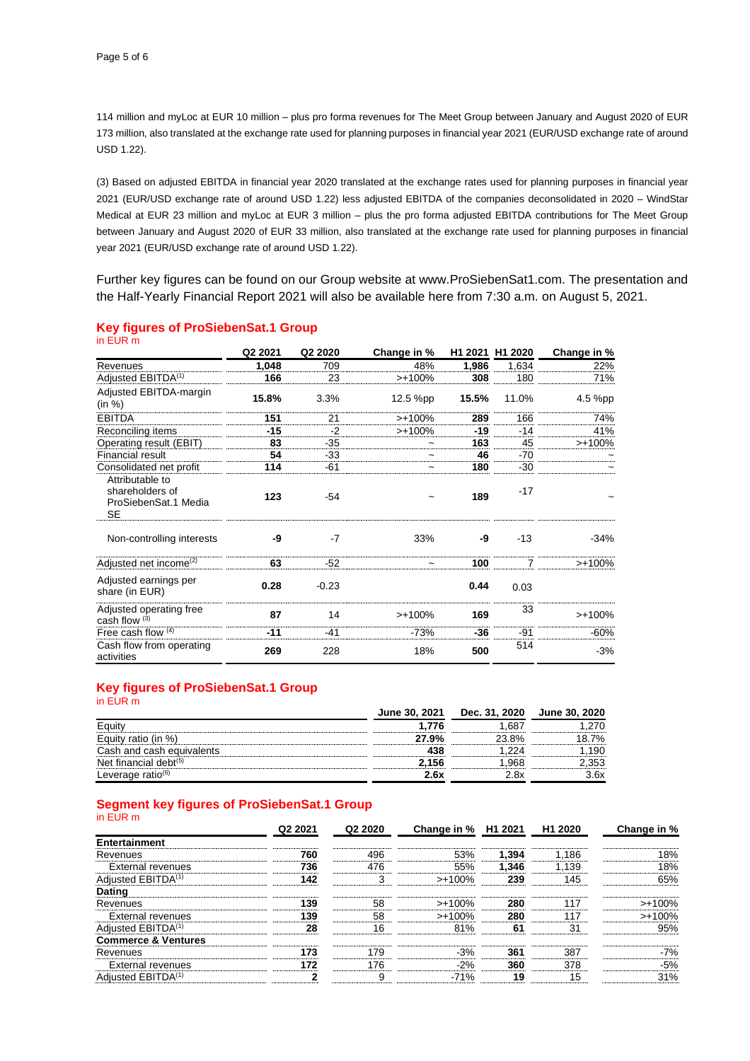114 million and myLoc at EUR 10 million – plus pro forma revenues for The Meet Group between January and August 2020 of EUR 173 million, also translated at the exchange rate used for planning purposes in financial year 2021 (EUR/USD exchange rate of around USD 1.22).

(3) Based on adjusted EBITDA in financial year 2020 translated at the exchange rates used for planning purposes in financial year 2021 (EUR/USD exchange rate of around USD 1.22) less adjusted EBITDA of the companies deconsolidated in 2020 – WindStar Medical at EUR 23 million and myLoc at EUR 3 million – plus the pro forma adjusted EBITDA contributions for The Meet Group between January and August 2020 of EUR 33 million, also translated at the exchange rate used for planning purposes in financial year 2021 (EUR/USD exchange rate of around USD 1.22).

Further key figures can be found on our Group website at www.ProSiebenSat1.com. The presentation and the Half-Yearly Financial Report 2021 will also be available here from 7:30 a.m. on August 5, 2021.

## Key figures of ProSiebenSat.1 Group

in EUR m

| | Q2 2021 | Q2 2020 | Change in % | H1 2021 | H1 2020 | Change in % |
|---|---|---|---|---|---|---|
| Revenues | **1,048** | 709 | 48% | **1,986** | 1,634 | 22% |
| Adjusted EBITDA[1] | **166** | 23 | >+100% | **308** | 180 | 71% |
| Adjusted EBITDA-margin (in %) | **15.8%** | 3.3% | 12.5 %pp | **15.5%** | 11.0% | 4.5 %pp |
| EBITDA | **151** | 21 | >+100% | **289** | 166 | 74% |
| Reconciling items | **-15** | -2 | >+100% | **-19** | -14 | 41% |
| Operating result (EBIT) | **83** | -35 | ~ | **163** | 45 | >+100% |
| Financial result | **54** | -33 | ~ | **46** | -70 | ~ |
| Consolidated net profit | **114** | -61 | ~ | **180** | -30 | ~ |
| Attributable to shareholders of ProSiebenSat.1 Media SE | **123** | -54 | ~ | **189** | -17 | ~ |
| Non-controlling interests | **-9** | -7 | 33% | **-9** | -13 | -34% |
| Adjusted net income[2] | **63** | -52 | ~ | **100** | 7 | >+100% |
| Adjusted earnings per share (in EUR) | **0.28** | -0.23 | | **0.44** | 0.03 | |
| Adjusted operating free cash flow [3] | **87** | 14 | >+100% | **169** | 33 | >+100% |
| Free cash flow [4] | **-11** | -41 | -73% | **-36** | -91 | -60% |
| Cash flow from operating activities | **269** | 228 | 18% | **500** | 514 | -3% |

## Key figures of ProSiebenSat.1 Group

in EUR m

| | June 30, 2021 | Dec. 31, 2020 | June 30, 2020 |
|---|---|---|---|
| Equity | **1,776** | 1,687 | 1,270 |
| Equity ratio (in %) | **27.9%** | 23.8% | 18.7% |
| Cash and cash equivalents | **438** | 1,224 | 1,190 |
| Net financial debt[5] | **2,156** | 1,968 | 2,353 |
| Leverage ratio[6] | **2.6x** | 2.8x | 3.6x |

## Segment key figures of ProSiebenSat.1 Group

in EUR m

| | Q2 2021 | Q2 2020 | Change in % | H1 2021 | H1 2020 | Change in % |
|---|---|---|---|---|---|---|
| **Entertainment** | | | | | | |
| Revenues | **760** | 496 | 53% | **1,394** | 1,186 | 18% |
| External revenues | **736** | 476 | 55% | **1,346** | 1,139 | 18% |
| Adjusted EBITDA[1] | **142** | 3 | >+100% | **239** | 145 | 65% |
| **Dating** | | | | | | |
| Revenues | **139** | 58 | >+100% | **280** | 117 | >+100% |
| External revenues | **139** | 58 | >+100% | **280** | 117 | >+100% |
| Adjusted EBITDA[1] | **28** | 16 | 81% | **61** | 31 | 95% |
| **Commerce & Ventures** | | | | | | |
| Revenues | **173** | 179 | -3% | **361** | 387 | -7% |
| External revenues | **172** | 176 | -2% | **360** | 378 | -5% |
| Adjusted EBITDA[1] | **2** | 9 | -71% | **19** | 15 | 31% |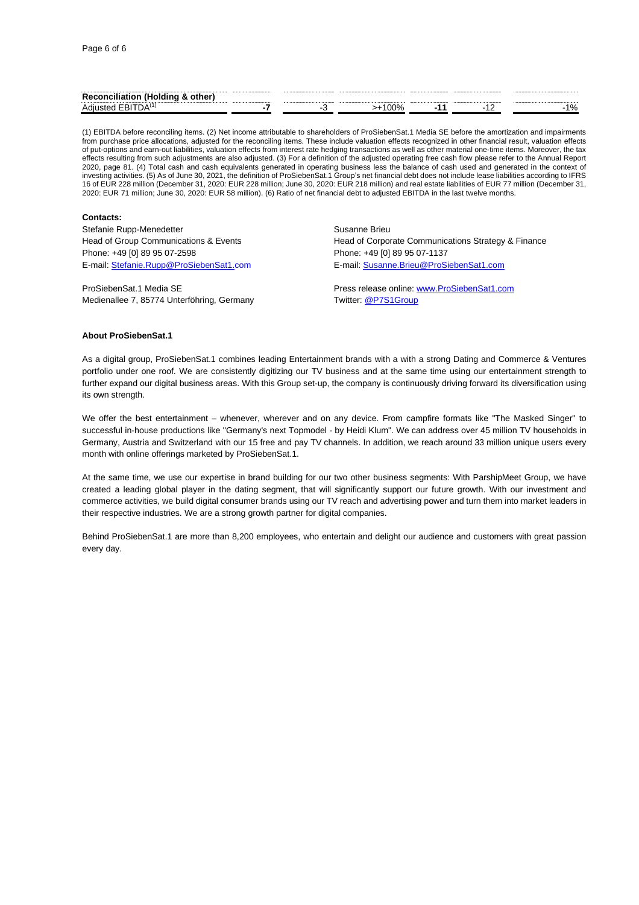| | | | | | | |
|---|---|---|---|---|---|---|
| **Reconciliation (Holding & other)** | | | | | | |
| Adjusted EBITDA[1] | **-7** | -3 | >+100% | **-11** | -12 | -1% |

(1) EBITDA before reconciling items. (2) Net income attributable to shareholders of ProSiebenSat.1 Media SE before the amortization and impairments from purchase price allocations, adjusted for the reconciling items. These include valuation effects recognized in other financial result, valuation effects of put-options and earn-out liabilities, valuation effects from interest rate hedging transactions as well as other material one-time items. Moreover, the tax effects resulting from such adjustments are also adjusted. (3) For a definition of the adjusted operating free cash flow please refer to the Annual Report 2020, page 81. (4) Total cash and cash equivalents generated in operating business less the balance of cash used and generated in the context of investing activities. (5) As of June 30, 2021, the definition of ProSiebenSat.1 Group's net financial debt does not include lease liabilities according to IFRS 16 of EUR 228 million (December 31, 2020: EUR 228 million; June 30, 2020: EUR 218 million) and real estate liabilities of EUR 77 million (December 31, 2020: EUR 71 million; June 30, 2020: EUR 58 million). (6) Ratio of net financial debt to adjusted EBITDA in the last twelve months.

**Contacts:**

Stefanie Rupp-Menedetter
Head of Group Communications & Events
Phone: +49 [0] 89 95 07-2598
E-mail: Stefanie.Rupp@ProSiebenSat1.com

Susanne Brieu
Head of Corporate Communications Strategy & Finance
Phone: +49 [0] 89 95 07-1137
E-mail: Susanne.Brieu@ProSiebenSat1.com

ProSiebenSat.1 Media SE
Medienallee 7, 85774 Unterföhring, Germany

Press release online: www.ProSiebenSat1.com
Twitter: @P7S1Group

**About ProSiebenSat.1**

As a digital group, ProSiebenSat.1 combines leading Entertainment brands with a with a strong Dating and Commerce & Ventures portfolio under one roof. We are consistently digitizing our TV business and at the same time using our entertainment strength to further expand our digital business areas. With this Group set-up, the company is continuously driving forward its diversification using its own strength.

We offer the best entertainment – whenever, wherever and on any device. From campfire formats like "The Masked Singer" to successful in-house productions like "Germany's next Topmodel - by Heidi Klum". We can address over 45 million TV households in Germany, Austria and Switzerland with our 15 free and pay TV channels. In addition, we reach around 33 million unique users every month with online offerings marketed by ProSiebenSat.1.

At the same time, we use our expertise in brand building for our two other business segments: With ParshipMeet Group, we have created a leading global player in the dating segment, that will significantly support our future growth. With our investment and commerce activities, we build digital consumer brands using our TV reach and advertising power and turn them into market leaders in their respective industries. We are a strong growth partner for digital companies.

Behind ProSiebenSat.1 are more than 8,200 employees, who entertain and delight our audience and customers with great passion every day.